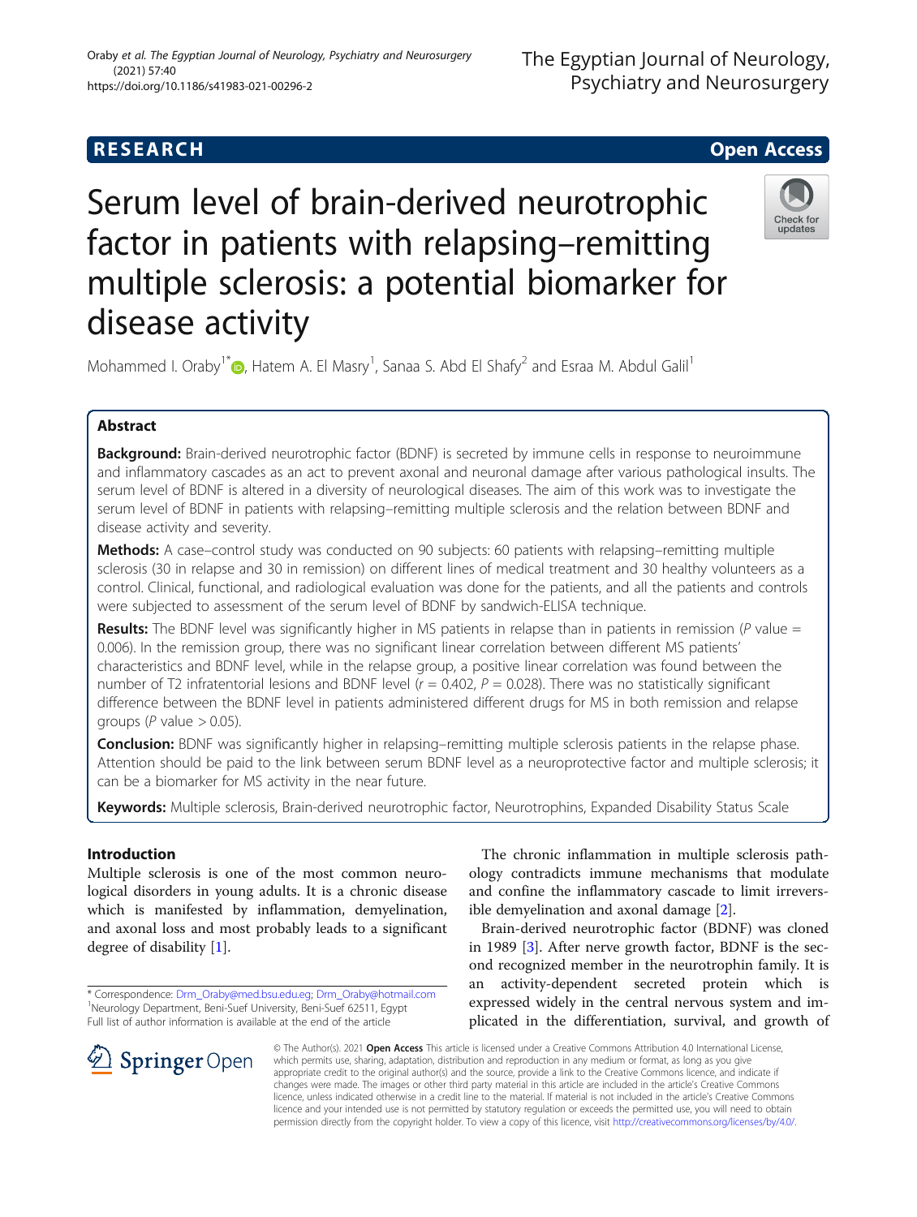RESEARCH

Open Access

# Serum level of brain-derived neurotrophic factor in patients with relapsing–remitting multiple sclerosis: a potential biomarker for disease activity

Mohammed I. Oraby[1*], Hatem A. El Masry[1], Sanaa S. Abd El Shafy[2] and Esraa M. Abdul Galil[1]

## Abstract

**Background:** Brain-derived neurotrophic factor (BDNF) is secreted by immune cells in response to neuroimmune and inflammatory cascades as an act to prevent axonal and neuronal damage after various pathological insults. The serum level of BDNF is altered in a diversity of neurological diseases. The aim of this work was to investigate the serum level of BDNF in patients with relapsing–remitting multiple sclerosis and the relation between BDNF and disease activity and severity.

**Methods:** A case–control study was conducted on 90 subjects: 60 patients with relapsing–remitting multiple sclerosis (30 in relapse and 30 in remission) on different lines of medical treatment and 30 healthy volunteers as a control. Clinical, functional, and radiological evaluation was done for the patients, and all the patients and controls were subjected to assessment of the serum level of BDNF by sandwich-ELISA technique.

**Results:** The BDNF level was significantly higher in MS patients in relapse than in patients in remission (*P* value = 0.006). In the remission group, there was no significant linear correlation between different MS patients' characteristics and BDNF level, while in the relapse group, a positive linear correlation was found between the number of T2 infratentorial lesions and BDNF level ($r = 0.402$, $P = 0.028$). There was no statistically significant difference between the BDNF level in patients administered different drugs for MS in both remission and relapse groups (*P* value > 0.05).

**Conclusion:** BDNF was significantly higher in relapsing–remitting multiple sclerosis patients in the relapse phase. Attention should be paid to the link between serum BDNF level as a neuroprotective factor and multiple sclerosis; it can be a biomarker for MS activity in the near future.

**Keywords:** Multiple sclerosis, Brain-derived neurotrophic factor, Neurotrophins, Expanded Disability Status Scale

## Introduction

Multiple sclerosis is one of the most common neurological disorders in young adults. It is a chronic disease which is manifested by inflammation, demyelination, and axonal loss and most probably leads to a significant degree of disability [1].

The chronic inflammation in multiple sclerosis pathology contradicts immune mechanisms that modulate and confine the inflammatory cascade to limit irreversible demyelination and axonal damage [2].

Brain-derived neurotrophic factor (BDNF) was cloned in 1989 [3]. After nerve growth factor, BDNF is the second recognized member in the neurotrophin family. It is an activity-dependent secreted protein which is expressed widely in the central nervous system and implicated in the differentiation, survival, and growth of

* Correspondence: Drm_Oraby@med.bsu.edu.eg; Drm_Oraby@hotmail.com
[1]Neurology Department, Beni-Suef University, Beni-Suef 62511, Egypt
Full list of author information is available at the end of the article

© The Author(s). 2021 Open Access This article is licensed under a Creative Commons Attribution 4.0 International License, which permits use, sharing, adaptation, distribution and reproduction in any medium or format, as long as you give appropriate credit to the original author(s) and the source, provide a link to the Creative Commons licence, and indicate if changes were made. The images or other third party material in this article are included in the article's Creative Commons licence, unless indicated otherwise in a credit line to the material. If material is not included in the article's Creative Commons licence and your intended use is not permitted by statutory regulation or exceeds the permitted use, you will need to obtain permission directly from the copyright holder. To view a copy of this licence, visit http://creativecommons.org/licenses/by/4.0/.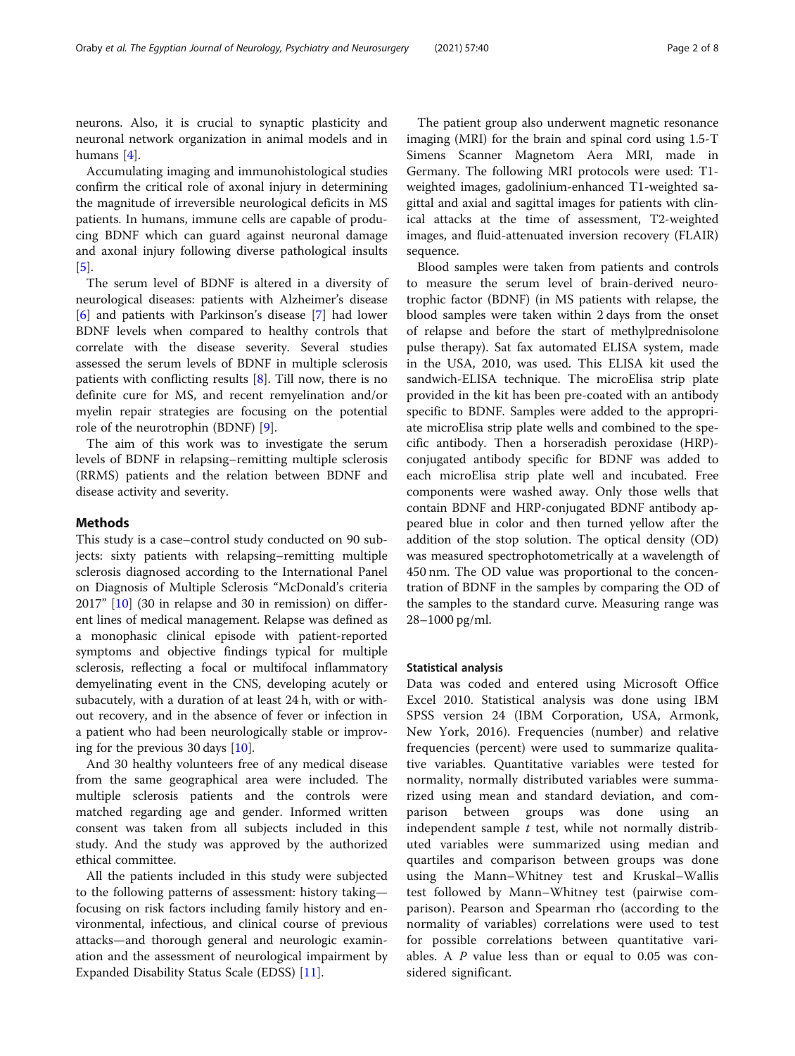neurons. Also, it is crucial to synaptic plasticity and neuronal network organization in animal models and in humans [4].

Accumulating imaging and immunohistological studies confirm the critical role of axonal injury in determining the magnitude of irreversible neurological deficits in MS patients. In humans, immune cells are capable of producing BDNF which can guard against neuronal damage and axonal injury following diverse pathological insults [5].

The serum level of BDNF is altered in a diversity of neurological diseases: patients with Alzheimer's disease [6] and patients with Parkinson's disease [7] had lower BDNF levels when compared to healthy controls that correlate with the disease severity. Several studies assessed the serum levels of BDNF in multiple sclerosis patients with conflicting results [8]. Till now, there is no definite cure for MS, and recent remyelination and/or myelin repair strategies are focusing on the potential role of the neurotrophin (BDNF) [9].

The aim of this work was to investigate the serum levels of BDNF in relapsing–remitting multiple sclerosis (RRMS) patients and the relation between BDNF and disease activity and severity.

## Methods

This study is a case–control study conducted on 90 subjects: sixty patients with relapsing–remitting multiple sclerosis diagnosed according to the International Panel on Diagnosis of Multiple Sclerosis "McDonald's criteria 2017" [10] (30 in relapse and 30 in remission) on different lines of medical management. Relapse was defined as a monophasic clinical episode with patient-reported symptoms and objective findings typical for multiple sclerosis, reflecting a focal or multifocal inflammatory demyelinating event in the CNS, developing acutely or subacutely, with a duration of at least 24 h, with or without recovery, and in the absence of fever or infection in a patient who had been neurologically stable or improving for the previous 30 days [10].

And 30 healthy volunteers free of any medical disease from the same geographical area were included. The multiple sclerosis patients and the controls were matched regarding age and gender. Informed written consent was taken from all subjects included in this study. And the study was approved by the authorized ethical committee.

All the patients included in this study were subjected to the following patterns of assessment: history taking—focusing on risk factors including family history and environmental, infectious, and clinical course of previous attacks—and thorough general and neurologic examination and the assessment of neurological impairment by Expanded Disability Status Scale (EDSS) [11].

The patient group also underwent magnetic resonance imaging (MRI) for the brain and spinal cord using 1.5-T Simens Scanner Magnetom Aera MRI, made in Germany. The following MRI protocols were used: T1-weighted images, gadolinium-enhanced T1-weighted sagittal and axial and sagittal images for patients with clinical attacks at the time of assessment, T2-weighted images, and fluid-attenuated inversion recovery (FLAIR) sequence.

Blood samples were taken from patients and controls to measure the serum level of brain-derived neurotrophic factor (BDNF) (in MS patients with relapse, the blood samples were taken within 2 days from the onset of relapse and before the start of methylprednisolone pulse therapy). Sat fax automated ELISA system, made in the USA, 2010, was used. This ELISA kit used the sandwich-ELISA technique. The microElisa strip plate provided in the kit has been pre-coated with an antibody specific to BDNF. Samples were added to the appropriate microElisa strip plate wells and combined to the specific antibody. Then a horseradish peroxidase (HRP)-conjugated antibody specific for BDNF was added to each microElisa strip plate well and incubated. Free components were washed away. Only those wells that contain BDNF and HRP-conjugated BDNF antibody appeared blue in color and then turned yellow after the addition of the stop solution. The optical density (OD) was measured spectrophotometrically at a wavelength of 450 nm. The OD value was proportional to the concentration of BDNF in the samples by comparing the OD of the samples to the standard curve. Measuring range was 28–1000 pg/ml.

### Statistical analysis

Data was coded and entered using Microsoft Office Excel 2010. Statistical analysis was done using IBM SPSS version 24 (IBM Corporation, USA, Armonk, New York, 2016). Frequencies (number) and relative frequencies (percent) were used to summarize qualitative variables. Quantitative variables were tested for normality, normally distributed variables were summarized using mean and standard deviation, and comparison between groups was done using an independent sample *t* test, while not normally distributed variables were summarized using median and quartiles and comparison between groups was done using the Mann–Whitney test and Kruskal–Wallis test followed by Mann–Whitney test (pairwise comparison). Pearson and Spearman rho (according to the normality of variables) correlations were used to test for possible correlations between quantitative variables. A $P$ value less than or equal to 0.05 was considered significant.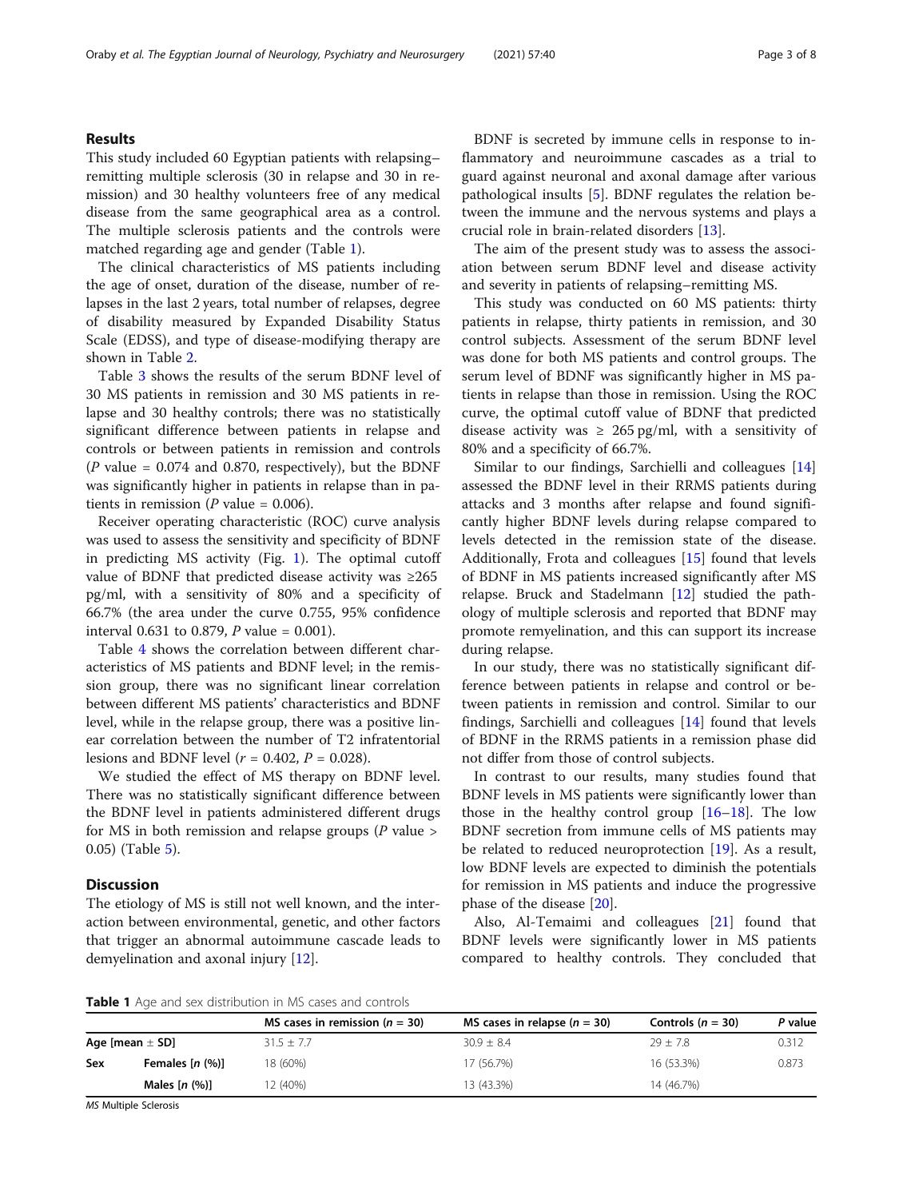## Results

This study included 60 Egyptian patients with relapsing–remitting multiple sclerosis (30 in relapse and 30 in remission) and 30 healthy volunteers free of any medical disease from the same geographical area as a control. The multiple sclerosis patients and the controls were matched regarding age and gender (Table 1).

The clinical characteristics of MS patients including the age of onset, duration of the disease, number of relapses in the last 2 years, total number of relapses, degree of disability measured by Expanded Disability Status Scale (EDSS), and type of disease-modifying therapy are shown in Table 2.

Table 3 shows the results of the serum BDNF level of 30 MS patients in remission and 30 MS patients in relapse and 30 healthy controls; there was no statistically significant difference between patients in relapse and controls or between patients in remission and controls (*P* value = 0.074 and 0.870, respectively), but the BDNF was significantly higher in patients in relapse than in patients in remission (*P* value = 0.006).

Receiver operating characteristic (ROC) curve analysis was used to assess the sensitivity and specificity of BDNF in predicting MS activity (Fig. 1). The optimal cutoff value of BDNF that predicted disease activity was ≥265 pg/ml, with a sensitivity of 80% and a specificity of 66.7% (the area under the curve 0.755, 95% confidence interval 0.631 to 0.879, *P* value = 0.001).

Table 4 shows the correlation between different characteristics of MS patients and BDNF level; in the remission group, there was no significant linear correlation between different MS patients' characteristics and BDNF level, while in the relapse group, there was a positive linear correlation between the number of T2 infratentorial lesions and BDNF level ($r = 0.402$, $P = 0.028$).

We studied the effect of MS therapy on BDNF level. There was no statistically significant difference between the BDNF level in patients administered different drugs for MS in both remission and relapse groups (*P* value > 0.05) (Table 5).

## Discussion

The etiology of MS is still not well known, and the interaction between environmental, genetic, and other factors that trigger an abnormal autoimmune cascade leads to demyelination and axonal injury [12].

BDNF is secreted by immune cells in response to inflammatory and neuroimmune cascades as a trial to guard against neuronal and axonal damage after various pathological insults [5]. BDNF regulates the relation between the immune and the nervous systems and plays a crucial role in brain-related disorders [13].

The aim of the present study was to assess the association between serum BDNF level and disease activity and severity in patients of relapsing–remitting MS.

This study was conducted on 60 MS patients: thirty patients in relapse, thirty patients in remission, and 30 control subjects. Assessment of the serum BDNF level was done for both MS patients and control groups. The serum level of BDNF was significantly higher in MS patients in relapse than those in remission. Using the ROC curve, the optimal cutoff value of BDNF that predicted disease activity was ≥ 265 pg/ml, with a sensitivity of 80% and a specificity of 66.7%.

Similar to our findings, Sarchielli and colleagues [14] assessed the BDNF level in their RRMS patients during attacks and 3 months after relapse and found significantly higher BDNF levels during relapse compared to levels detected in the remission state of the disease. Additionally, Frota and colleagues [15] found that levels of BDNF in MS patients increased significantly after MS relapse. Bruck and Stadelmann [12] studied the pathology of multiple sclerosis and reported that BDNF may promote remyelination, and this can support its increase during relapse.

In our study, there was no statistically significant difference between patients in relapse and control or between patients in remission and control. Similar to our findings, Sarchielli and colleagues [14] found that levels of BDNF in the RRMS patients in a remission phase did not differ from those of control subjects.

In contrast to our results, many studies found that BDNF levels in MS patients were significantly lower than those in the healthy control group [16–18]. The low BDNF secretion from immune cells of MS patients may be related to reduced neuroprotection [19]. As a result, low BDNF levels are expected to diminish the potentials for remission in MS patients and induce the progressive phase of the disease [20].

Also, Al-Temaimi and colleagues [21] found that BDNF levels were significantly lower in MS patients compared to healthy controls. They concluded that

**Table 1** Age and sex distribution in MS cases and controls

| | | MS cases in remission ($n$ = 30) | MS cases in relapse ($n$ = 30) | Controls ($n$ = 30) | P value |
|---|---|---|---|---|---|
| Age [mean ± SD] | | 31.5 ± 7.7 | 30.9 ± 8.4 | 29 ± 7.8 | 0.312 |
| Sex | Females [n (%)] | 18 (60%) | 17 (56.7%) | 16 (53.3%) | 0.873 |
| | Males [n (%)] | 12 (40%) | 13 (43.3%) | 14 (46.7%) | |

*MS* Multiple Sclerosis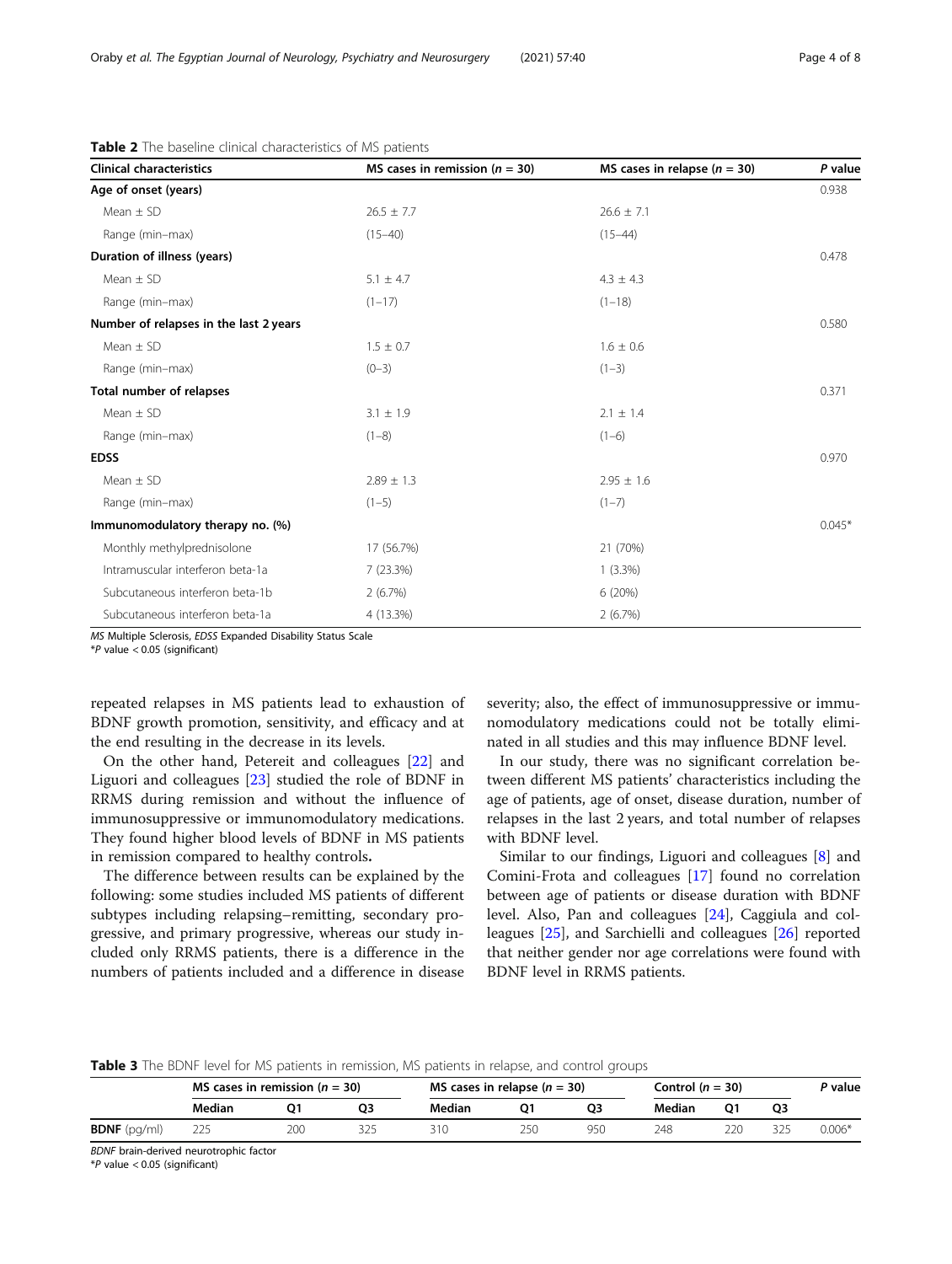**Table 2** The baseline clinical characteristics of MS patients

| Clinical characteristics | MS cases in remission (*n* = 30) | MS cases in relapse (*n* = 30) | *P* value |
|---|---|---|---|
| **Age of onset (years)** | | | 0.938 |
| Mean ± SD | 26.5 ± 7.7 | 26.6 ± 7.1 | |
| Range (min–max) | (15–40) | (15–44) | |
| **Duration of illness (years)** | | | 0.478 |
| Mean ± SD | 5.1 ± 4.7 | 4.3 ± 4.3 | |
| Range (min–max) | (1–17) | (1–18) | |
| **Number of relapses in the last 2 years** | | | 0.580 |
| Mean ± SD | 1.5 ± 0.7 | 1.6 ± 0.6 | |
| Range (min–max) | (0–3) | (1–3) | |
| **Total number of relapses** | | | 0.371 |
| Mean ± SD | 3.1 ± 1.9 | 2.1 ± 1.4 | |
| Range (min–max) | (1–8) | (1–6) | |
| **EDSS** | | | 0.970 |
| Mean ± SD | 2.89 ± 1.3 | 2.95 ± 1.6 | |
| Range (min–max) | (1–5) | (1–7) | |
| **Immunomodulatory therapy no. (%)** | | | 0.045* |
| Monthly methylprednisolone | 17 (56.7%) | 21 (70%) | |
| Intramuscular interferon beta-1a | 7 (23.3%) | 1 (3.3%) | |
| Subcutaneous interferon beta-1b | 2 (6.7%) | 6 (20%) | |
| Subcutaneous interferon beta-1a | 4 (13.3%) | 2 (6.7%) | |

*MS* Multiple Sclerosis, *EDSS* Expanded Disability Status Scale
**P* value < 0.05 (significant)

repeated relapses in MS patients lead to exhaustion of BDNF growth promotion, sensitivity, and efficacy and at the end resulting in the decrease in its levels.

On the other hand, Petereit and colleagues [22] and Liguori and colleagues [23] studied the role of BDNF in RRMS during remission and without the influence of immunosuppressive or immunomodulatory medications. They found higher blood levels of BDNF in MS patients in remission compared to healthy controls**.**

The difference between results can be explained by the following: some studies included MS patients of different subtypes including relapsing–remitting, secondary progressive, and primary progressive, whereas our study included only RRMS patients, there is a difference in the numbers of patients included and a difference in disease severity; also, the effect of immunosuppressive or immunomodulatory medications could not be totally eliminated in all studies and this may influence BDNF level.

In our study, there was no significant correlation between different MS patients' characteristics including the age of patients, age of onset, disease duration, number of relapses in the last 2 years, and total number of relapses with BDNF level.

Similar to our findings, Liguori and colleagues [8] and Comini-Frota and colleagues [17] found no correlation between age of patients or disease duration with BDNF level. Also, Pan and colleagues [24], Caggiula and colleagues [25], and Sarchielli and colleagues [26] reported that neither gender nor age correlations were found with BDNF level in RRMS patients.

**Table 3** The BDNF level for MS patients in remission, MS patients in relapse, and control groups

| | MS cases in remission (*n* = 30) | | | MS cases in relapse (*n* = 30) | | | Control (*n* = 30) | | | *P* value |
|---|---|---|---|---|---|---|---|---|---|---|
| | Median | Q1 | Q3 | Median | Q1 | Q3 | Median | Q1 | Q3 | |
| **BDNF** (pg/ml) | 225 | 200 | 325 | 310 | 250 | 950 | 248 | 220 | 325 | 0.006* |

*BDNF* brain-derived neurotrophic factor
**P* value < 0.05 (significant)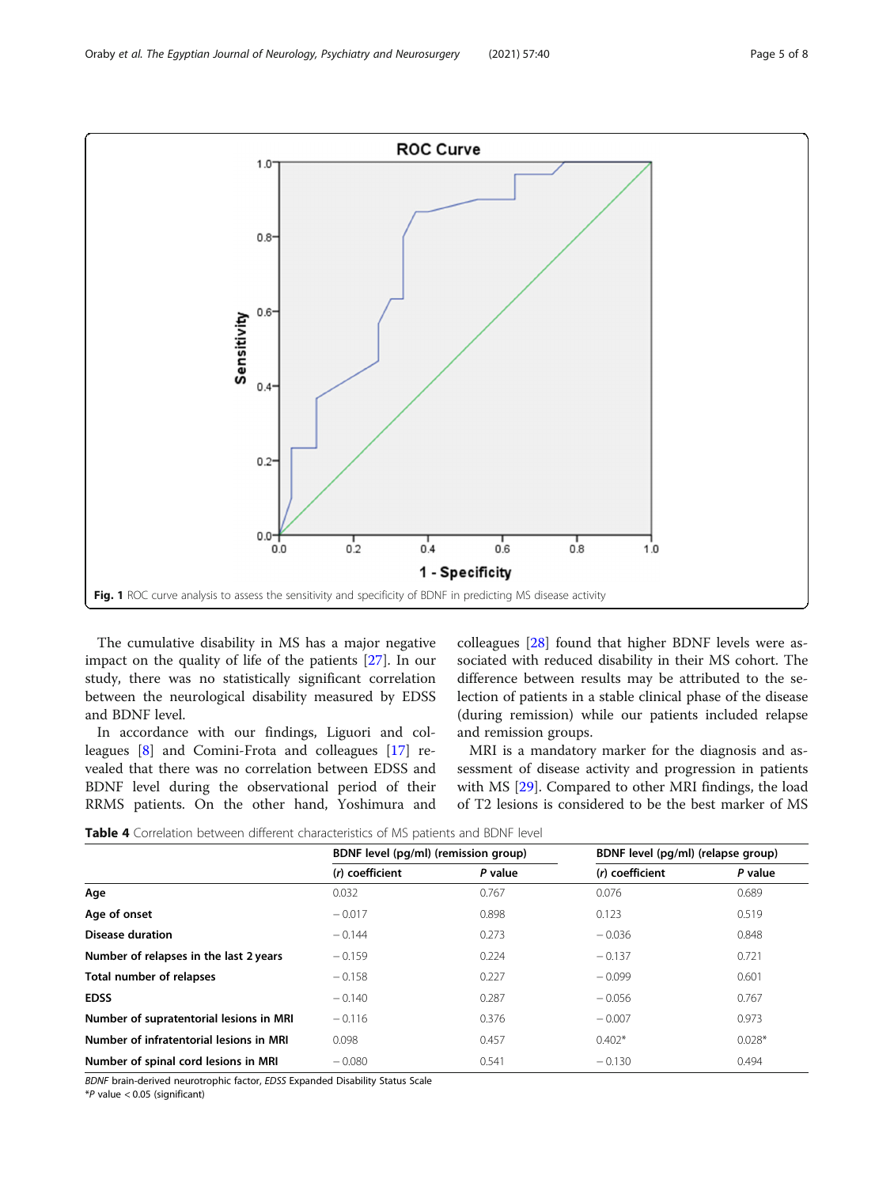Fig. 1 ROC curve analysis to assess the sensitivity and specificity of BDNF in predicting MS disease activity

The cumulative disability in MS has a major negative impact on the quality of life of the patients [27]. In our study, there was no statistically significant correlation between the neurological disability measured by EDSS and BDNF level.

In accordance with our findings, Liguori and colleagues [8] and Comini-Frota and colleagues [17] revealed that there was no correlation between EDSS and BDNF level during the observational period of their RRMS patients. On the other hand, Yoshimura and colleagues [28] found that higher BDNF levels were associated with reduced disability in their MS cohort. The difference between results may be attributed to the selection of patients in a stable clinical phase of the disease (during remission) while our patients included relapse and remission groups.

MRI is a mandatory marker for the diagnosis and assessment of disease activity and progression in patients with MS [29]. Compared to other MRI findings, the load of T2 lesions is considered to be the best marker of MS

**Table 4** Correlation between different characteristics of MS patients and BDNF level

| | BDNF level (pg/ml) (remission group) | | BDNF level (pg/ml) (relapse group) | |
|---|---|---|---|---|
| | (*r*) coefficient | *P* value | (*r*) coefficient | *P* value |
| **Age** | 0.032 | 0.767 | 0.076 | 0.689 |
| **Age of onset** | − 0.017 | 0.898 | 0.123 | 0.519 |
| **Disease duration** | − 0.144 | 0.273 | − 0.036 | 0.848 |
| **Number of relapses in the last 2 years** | − 0.159 | 0.224 | − 0.137 | 0.721 |
| **Total number of relapses** | − 0.158 | 0.227 | − 0.099 | 0.601 |
| **EDSS** | − 0.140 | 0.287 | − 0.056 | 0.767 |
| **Number of supratentorial lesions in MRI** | − 0.116 | 0.376 | − 0.007 | 0.973 |
| **Number of infratentorial lesions in MRI** | 0.098 | 0.457 | 0.402* | 0.028* |
| **Number of spinal cord lesions in MRI** | − 0.080 | 0.541 | − 0.130 | 0.494 |

*BDNF* brain-derived neurotrophic factor, *EDSS* Expanded Disability Status Scale
*P value < 0.05 (significant)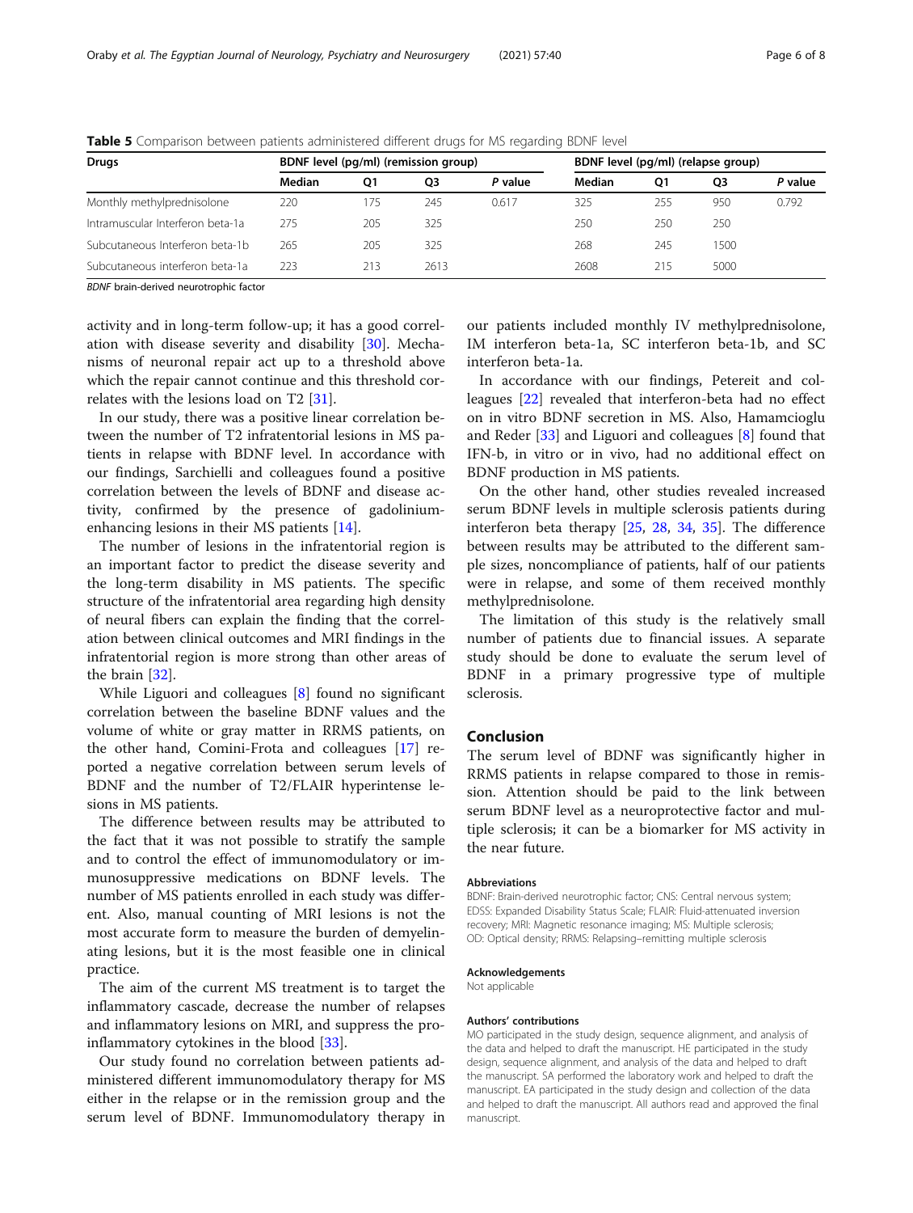**Table 5** Comparison between patients administered different drugs for MS regarding BDNF level

| Drugs | BDNF level (pg/ml) (remission group) | | | | BDNF level (pg/ml) (relapse group) | | | |
|---|---|---|---|---|---|---|---|---|
| | Median | Q1 | Q3 | *P* value | Median | Q1 | Q3 | *P* value |
| Monthly methylprednisolone | 220 | 175 | 245 | 0.617 | 325 | 255 | 950 | 0.792 |
| Intramuscular Interferon beta-1a | 275 | 205 | 325 | | 250 | 250 | 250 | |
| Subcutaneous Interferon beta-1b | 265 | 205 | 325 | | 268 | 245 | 1500 | |
| Subcutaneous interferon beta-1a | 223 | 213 | 2613 | | 2608 | 215 | 5000 | |

*BDNF* brain-derived neurotrophic factor

activity and in long-term follow-up; it has a good correlation with disease severity and disability [30]. Mechanisms of neuronal repair act up to a threshold above which the repair cannot continue and this threshold correlates with the lesions load on T2 [31].

In our study, there was a positive linear correlation between the number of T2 infratentorial lesions in MS patients in relapse with BDNF level. In accordance with our findings, Sarchielli and colleagues found a positive correlation between the levels of BDNF and disease activity, confirmed by the presence of gadolinium-enhancing lesions in their MS patients [14].

The number of lesions in the infratentorial region is an important factor to predict the disease severity and the long-term disability in MS patients. The specific structure of the infratentorial area regarding high density of neural fibers can explain the finding that the correlation between clinical outcomes and MRI findings in the infratentorial region is more strong than other areas of the brain [32].

While Liguori and colleagues [8] found no significant correlation between the baseline BDNF values and the volume of white or gray matter in RRMS patients, on the other hand, Comini-Frota and colleagues [17] reported a negative correlation between serum levels of BDNF and the number of T2/FLAIR hyperintense lesions in MS patients.

The difference between results may be attributed to the fact that it was not possible to stratify the sample and to control the effect of immunomodulatory or immunosuppressive medications on BDNF levels. The number of MS patients enrolled in each study was different. Also, manual counting of MRI lesions is not the most accurate form to measure the burden of demyelinating lesions, but it is the most feasible one in clinical practice.

The aim of the current MS treatment is to target the inflammatory cascade, decrease the number of relapses and inflammatory lesions on MRI, and suppress the pro-inflammatory cytokines in the blood [33].

Our study found no correlation between patients administered different immunomodulatory therapy for MS either in the relapse or in the remission group and the serum level of BDNF. Immunomodulatory therapy in our patients included monthly IV methylprednisolone, IM interferon beta-1a, SC interferon beta-1b, and SC interferon beta-1a.

In accordance with our findings, Petereit and colleagues [22] revealed that interferon-beta had no effect on in vitro BDNF secretion in MS. Also, Hamamcioglu and Reder [33] and Liguori and colleagues [8] found that IFN-b, in vitro or in vivo, had no additional effect on BDNF production in MS patients.

On the other hand, other studies revealed increased serum BDNF levels in multiple sclerosis patients during interferon beta therapy [25, 28, 34, 35]. The difference between results may be attributed to the different sample sizes, noncompliance of patients, half of our patients were in relapse, and some of them received monthly methylprednisolone.

The limitation of this study is the relatively small number of patients due to financial issues. A separate study should be done to evaluate the serum level of BDNF in a primary progressive type of multiple sclerosis.

## Conclusion

The serum level of BDNF was significantly higher in RRMS patients in relapse compared to those in remission. Attention should be paid to the link between serum BDNF level as a neuroprotective factor and multiple sclerosis; it can be a biomarker for MS activity in the near future.

#### Abbreviations

BDNF: Brain-derived neurotrophic factor; CNS: Central nervous system; EDSS: Expanded Disability Status Scale; FLAIR: Fluid-attenuated inversion recovery; MRI: Magnetic resonance imaging; MS: Multiple sclerosis; OD: Optical density; RRMS: Relapsing–remitting multiple sclerosis

#### Acknowledgements

Not applicable

#### Authors' contributions

MO participated in the study design, sequence alignment, and analysis of the data and helped to draft the manuscript. HE participated in the study design, sequence alignment, and analysis of the data and helped to draft the manuscript. SA performed the laboratory work and helped to draft the manuscript. EA participated in the study design and collection of the data and helped to draft the manuscript. All authors read and approved the final manuscript.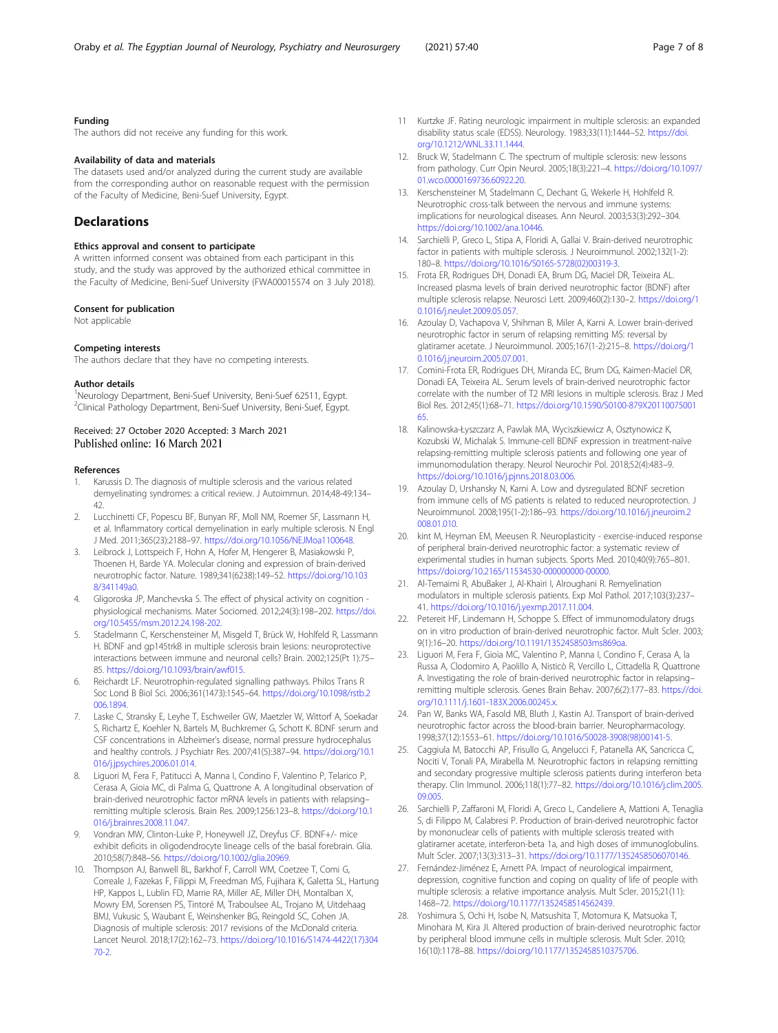#### Funding

The authors did not receive any funding for this work.

#### Availability of data and materials

The datasets used and/or analyzed during the current study are available from the corresponding author on reasonable request with the permission of the Faculty of Medicine, Beni-Suef University, Egypt.

## Declarations

#### Ethics approval and consent to participate

A written informed consent was obtained from each participant in this study, and the study was approved by the authorized ethical committee in the Faculty of Medicine, Beni-Suef University (FWA00015574 on 3 July 2018).

#### Consent for publication

Not applicable

#### Competing interests

The authors declare that they have no competing interests.

#### Author details

[1]Neurology Department, Beni-Suef University, Beni-Suef 62511, Egypt. [2]Clinical Pathology Department, Beni-Suef University, Beni-Suef, Egypt.

Received: 27 October 2020 Accepted: 3 March 2021
Published online: 16 March 2021

#### References

1. Karussis D. The diagnosis of multiple sclerosis and the various related demyelinating syndromes: a critical review. J Autoimmun. 2014;48-49:134–42.
2. Lucchinetti CF, Popescu BF, Bunyan RF, Moll NM, Roemer SF, Lassmann H, et al. Inflammatory cortical demyelination in early multiple sclerosis. N Engl J Med. 2011;365(23):2188–97. https://doi.org/10.1056/NEJMoa1100648.
3. Leibrock J, Lottspeich F, Hohn A, Hofer M, Hengerer B, Masiakowski P, Thoenen H, Barde YA. Molecular cloning and expression of brain-derived neurotrophic factor. Nature. 1989;341(6238):149–52. https://doi.org/10.1038/341149a0.
4. Gligoroska JP, Manchevska S. The effect of physical activity on cognition - physiological mechanisms. Mater Sociomed. 2012;24(3):198–202. https://doi.org/10.5455/msm.2012.24.198-202.
5. Stadelmann C, Kerschensteiner M, Misgeld T, Brück W, Hohlfeld R, Lassmann H. BDNF and gp145trkB in multiple sclerosis brain lesions: neuroprotective interactions between immune and neuronal cells? Brain. 2002;125(Pt 1):75–85. https://doi.org/10.1093/brain/awf015.
6. Reichardt LF. Neurotrophin-regulated signalling pathways. Philos Trans R Soc Lond B Biol Sci. 2006;361(1473):1545–64. https://doi.org/10.1098/rstb.2006.1894.
7. Laske C, Stransky E, Leyhe T, Eschweiler GW, Maetzler W, Wittorf A, Soekadar S, Richartz E, Koehler N, Bartels M, Buchkremer G, Schott K. BDNF serum and CSF concentrations in Alzheimer's disease, normal pressure hydrocephalus and healthy controls. J Psychiatr Res. 2007;41(5):387–94. https://doi.org/10.1016/j.jpsychires.2006.01.014.
8. Liguori M, Fera F, Patitucci A, Manna I, Condino F, Valentino P, Telarico P, Cerasa A, Gioia MC, di Palma G, Quattrone A. A longitudinal observation of brain-derived neurotrophic factor mRNA levels in patients with relapsing–remitting multiple sclerosis. Brain Res. 2009;1256:123–8. https://doi.org/10.1016/j.brainres.2008.11.047.
9. Vondran MW, Clinton-Luke P, Honeywell JZ, Dreyfus CF. BDNF+/- mice exhibit deficits in oligodendrocyte lineage cells of the basal forebrain. Glia. 2010;58(7):848–56. https://doi.org/10.1002/glia.20969.
10. Thompson AJ, Banwell BL, Barkhof F, Carroll WM, Coetzee T, Comi G, Correale J, Fazekas F, Filippi M, Freedman MS, Fujihara K, Galetta SL, Hartung HP, Kappos L, Lublin FD, Marrie RA, Miller AE, Miller DH, Montalban X, Mowry EM, Sorensen PS, Tintoré M, Traboulsee AL, Trojano M, Uitdehaag BMJ, Vukusic S, Waubant E, Weinshenker BG, Reingold SC, Cohen JA. Diagnosis of multiple sclerosis: 2017 revisions of the McDonald criteria. Lancet Neurol. 2018;17(2):162–73. https://doi.org/10.1016/S1474-4422(17)30470-2.
11. Kurtzke JF. Rating neurologic impairment in multiple sclerosis: an expanded disability status scale (EDSS). Neurology. 1983;33(11):1444–52. https://doi.org/10.1212/WNL.33.11.1444.
12. Bruck W, Stadelmann C. The spectrum of multiple sclerosis: new lessons from pathology. Curr Opin Neurol. 2005;18(3):221–4. https://doi.org/10.1097/01.wco.0000169736.60922.20.
13. Kerschensteiner M, Stadelmann C, Dechant G, Wekerle H, Hohlfeld R. Neurotrophic cross-talk between the nervous and immune systems: implications for neurological diseases. Ann Neurol. 2003;53(3):292–304. https://doi.org/10.1002/ana.10446.
14. Sarchielli P, Greco L, Stipa A, Floridi A, Gallai V. Brain-derived neurotrophic factor in patients with multiple sclerosis. J Neuroimmunol. 2002;132(1-2):180–8. https://doi.org/10.1016/S0165-5728(02)00319-3.
15. Frota ER, Rodrigues DH, Donadi EA, Brum DG, Maciel DR, Teixeira AL. Increased plasma levels of brain derived neurotrophic factor (BDNF) after multiple sclerosis relapse. Neurosci Lett. 2009;460(2):130–2. https://doi.org/10.1016/j.neulet.2009.05.057.
16. Azoulay D, Vachapova V, Shihman B, Miler A, Karni A. Lower brain-derived neurotrophic factor in serum of relapsing remitting MS: reversal by glatiramer acetate. J Neuroimmunol. 2005;167(1-2):215–8. https://doi.org/10.1016/j.jneuroim.2005.07.001.
17. Comini-Frota ER, Rodrigues DH, Miranda EC, Brum DG, Kaimen-Maciel DR, Donadi EA, Teixeira AL. Serum levels of brain-derived neurotrophic factor correlate with the number of T2 MRI lesions in multiple sclerosis. Braz J Med Biol Res. 2012;45(1):68–71. https://doi.org/10.1590/S0100-879X2011007500165.
18. Kalinowska-Łyszczarz A, Pawlak MA, Wyciszkiewicz A, Osztynowicz K, Kozubski W, Michalak S. Immune-cell BDNF expression in treatment-naïve relapsing-remitting multiple sclerosis patients and following one year of immunomodulation therapy. Neurol Neurochir Pol. 2018;52(4):483–9. https://doi.org/10.1016/j.pjnns.2018.03.006.
19. Azoulay D, Urshansky N, Karni A. Low and dysregulated BDNF secretion from immune cells of MS patients is related to reduced neuroprotection. J Neuroimmunol. 2008;195(1-2):186–93. https://doi.org/10.1016/j.jneuroim.2008.01.010.
20. kint M, Heyman EM, Meeusen R. Neuroplasticity - exercise-induced response of peripheral brain-derived neurotrophic factor: a systematic review of experimental studies in human subjects. Sports Med. 2010;40(9):765–801. https://doi.org/10.2165/11534530-000000000-00000.
21. Al-Temaimi R, AbuBaker J, Al-Khairi I, Alroughani R. Remyelination modulators in multiple sclerosis patients. Exp Mol Pathol. 2017;103(3):237–41. https://doi.org/10.1016/j.yexmp.2017.11.004.
22. Petereit HF, Lindemann H, Schoppe S. Effect of immunomodulatory drugs on in vitro production of brain-derived neurotrophic factor. Mult Scler. 2003;9(1):16–20. https://doi.org/10.1191/1352458503ms869oa.
23. Liguori M, Fera F, Gioia MC, Valentino P, Manna I, Condino F, Cerasa A, la Russa A, Clodomiro A, Paolillo A, Nisticò R, Vercillo L, Cittadella R, Quattrone A. Investigating the role of brain-derived neurotrophic factor in relapsing–remitting multiple sclerosis. Genes Brain Behav. 2007;6(2):177–83. https://doi.org/10.1111/j.1601-183X.2006.00245.x.
24. Pan W, Banks WA, Fasold MB, Bluth J, Kastin AJ. Transport of brain-derived neurotrophic factor across the blood-brain barrier. Neuropharmacology. 1998;37(12):1553–61. https://doi.org/10.1016/S0028-3908(98)00141-5.
25. Caggiula M, Batocchi AP, Frisullo G, Angelucci F, Patanella AK, Sancricca C, Nociti V, Tonali PA, Mirabella M. Neurotrophic factors in relapsing remitting and secondary progressive multiple sclerosis patients during interferon beta therapy. Clin Immunol. 2006;118(1):77–82. https://doi.org/10.1016/j.clim.2005.09.005.
26. Sarchielli P, Zaffaroni M, Floridi A, Greco L, Candeliere A, Mattioni A, Tenaglia S, di Filippo M, Calabresi P. Production of brain-derived neurotrophic factor by mononuclear cells of patients with multiple sclerosis treated with glatiramer acetate, interferon-beta 1a, and high doses of immunoglobulins. Mult Scler. 2007;13(3):313–31. https://doi.org/10.1177/1352458506070146.
27. Fernández-Jiménez E, Arnett PA. Impact of neurological impairment, depression, cognitive function and coping on quality of life of people with multiple sclerosis: a relative importance analysis. Mult Scler. 2015;21(11):1468–72. https://doi.org/10.1177/1352458514562439.
28. Yoshimura S, Ochi H, Isobe N, Matsushita T, Motomura K, Matsuoka T, Minohara M, Kira JI. Altered production of brain-derived neurotrophic factor by peripheral blood immune cells in multiple sclerosis. Mult Scler. 2010;16(10):1178–88. https://doi.org/10.1177/1352458510375706.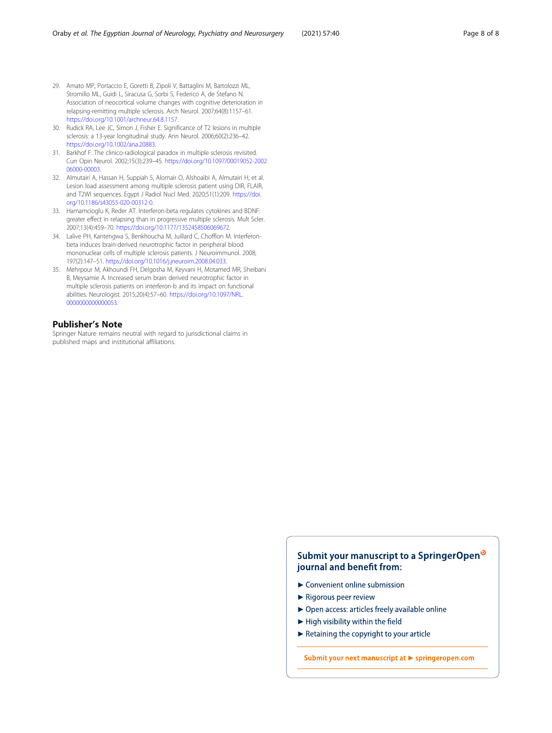29. Amato MP, Portaccio E, Goretti B, Zipoli V, Battaglini M, Bartolozzi ML, Stromillo ML, Guidi L, Siracusa G, Sorbi S, Federico A, de Stefano N. Association of neocortical volume changes with cognitive deterioration in relapsing-remitting multiple sclerosis. Arch Neurol. 2007;64(8):1157–61. https://doi.org/10.1001/archneur.64.8.1157.
30. Rudick RA, Lee JC, Simon J, Fisher E. Significance of T2 lesions in multiple sclerosis: a 13-year longitudinal study. Ann Neurol. 2006;60(2):236–42. https://doi.org/10.1002/ana.20883.
31. Barkhof F. The clinico-radiological paradox in multiple sclerosis revisited. Curr Opin Neurol. 2002;15(3):239–45. https://doi.org/10.1097/00019052-200206000-00003.
32. Almutairi A, Hassan H, Suppiah S, Alomair O, Alshoaibi A, Almutairi H, et al. Lesion load assessment among multiple sclerosis patient using DIR, FLAIR, and T2WI sequences. Egypt J Radiol Nucl Med. 2020;51(1):209. https://doi.org/10.1186/s43055-020-00312-0.
33. Hamamcioglu K, Reder AT. Interferon-beta regulates cytokines and BDNF: greater effect in relapsing than in progressive multiple sclerosis. Mult Scler. 2007;13(4):459–70. https://doi.org/10.1177/1352458506069672.
34. Lalive PH, Kantengwa S, Benkhoucha M, Juillard C, Chofflon M. Interferon-beta induces brain-derived neurotrophic factor in peripheral blood mononuclear cells of multiple sclerosis patients. J Neuroimmunol. 2008;197(2):147–51. https://doi.org/10.1016/j.jneuroim.2008.04.033.
35. Mehrpour M, Akhoundi FH, Delgosha M, Keyvani H, Motamed MR, Sheibani B, Meysamie A. Increased serum brain derived neurotrophic factor in multiple sclerosis patients on interferon-b and its impact on functional abilities. Neurologist. 2015;20(4):57–60. https://doi.org/10.1097/NRL.0000000000000053.

## Publisher's Note

Springer Nature remains neutral with regard to jurisdictional claims in published maps and institutional affiliations.